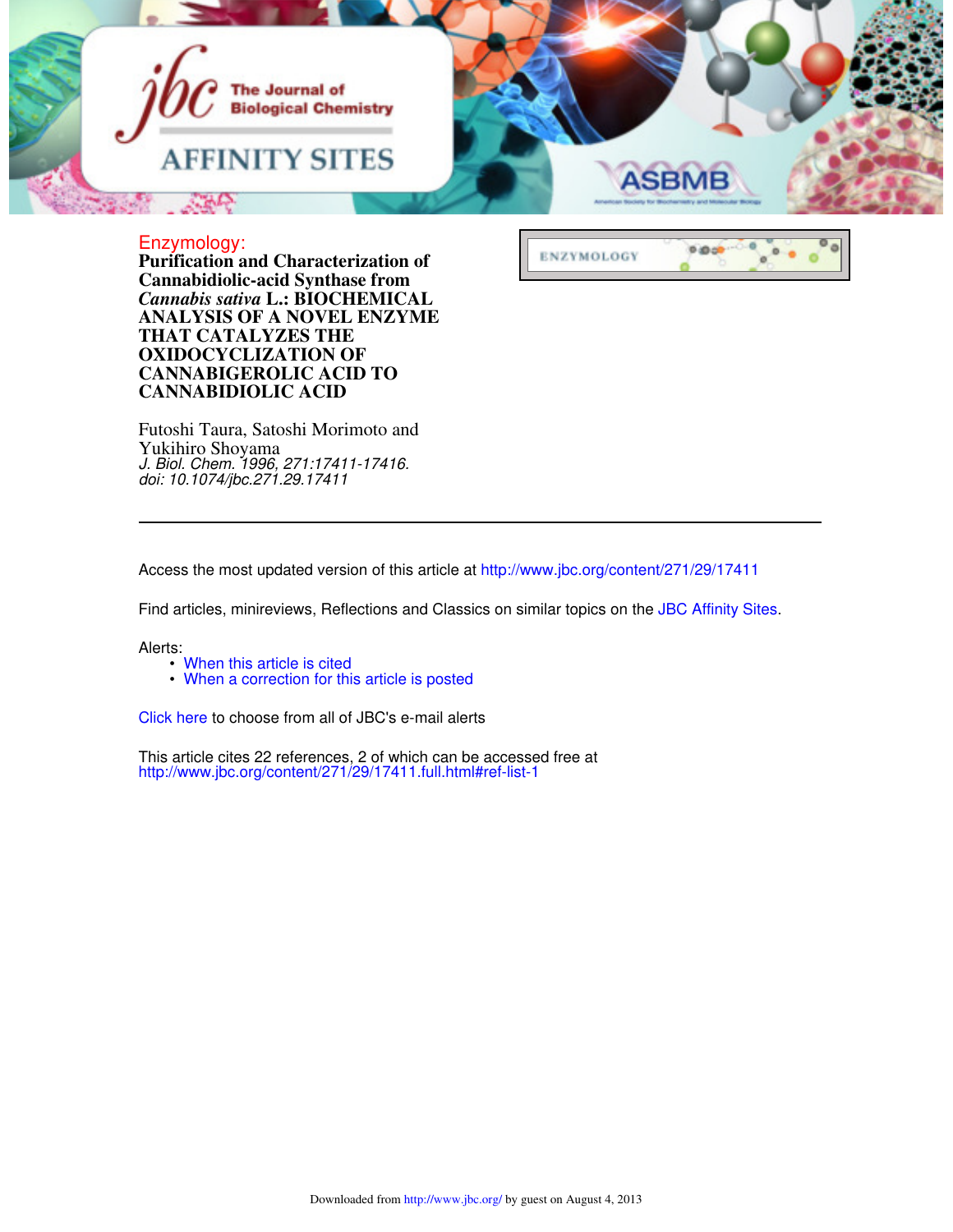Enzymology:

# Purification and Characterization of Cannabidiolic-acid Synthase from *Cannabis sativa* L.: BIOCHEMICAL ANALYSIS OF A NOVEL ENZYME THAT CATALYZES THE OXIDOCYCLIZATION OF CANNABIGEROLIC ACID TO CANNABIDIOLIC ACID

ENZYMOLOGY

Futoshi Taura, Satoshi Morimoto and Yukihiro Shoyama

*J. Biol. Chem. 1996, 271:17411-17416.*

*doi: 10.1074/jbc.271.29.17411*

---

Access the most updated version of this article at http://www.jbc.org/content/271/29/17411

Find articles, minireviews, Reflections and Classics on similar topics on the JBC Affinity Sites.

Alerts:

- When this article is cited
- When a correction for this article is posted

Click here to choose from all of JBC's e-mail alerts

This article cites 22 references, 2 of which can be accessed free at http://www.jbc.org/content/271/29/17411.full.html#ref-list-1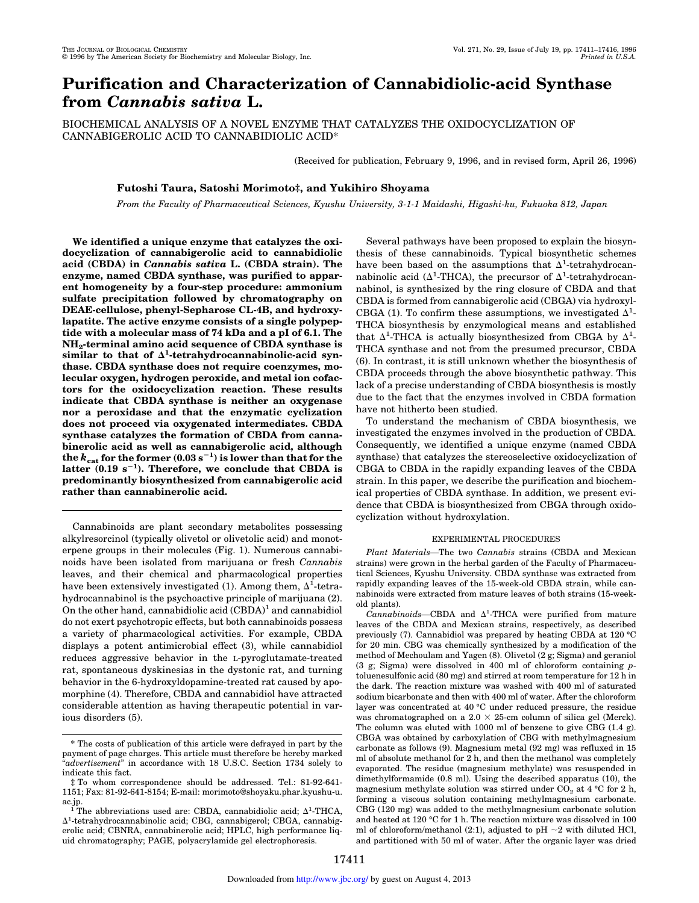# Purification and Characterization of Cannabidiolic-acid Synthase from *Cannabis sativa* L.

BIOCHEMICAL ANALYSIS OF A NOVEL ENZYME THAT CATALYZES THE OXIDOCYCLIZATION OF CANNABIGEROLIC ACID TO CANNABIDIOLIC ACID*

(Received for publication, February 9, 1996, and in revised form, April 26, 1996)

**Futoshi Taura, Satoshi Morimoto‡, and Yukihiro Shoyama**

*From the Faculty of Pharmaceutical Sciences, Kyushu University, 3-1-1 Maidashi, Higashi-ku, Fukuoka 812, Japan*

**We identified a unique enzyme that catalyzes the oxidocyclization of cannabigerolic acid to cannabidiolic acid (CBDA) in *Cannabis sativa* L. (CBDA strain). The enzyme, named CBDA synthase, was purified to apparent homogeneity by a four-step procedure: ammonium sulfate precipitation followed by chromatography on DEAE-cellulose, phenyl-Sepharose CL-4B, and hydroxylapatite. The active enzyme consists of a single polypeptide with a molecular mass of 74 kDa and a pI of 6.1. The $NH_2$-terminal amino acid sequence of CBDA synthase is similar to that of $\Delta^1$-tetrahydrocannabinolic-acid synthase. CBDA synthase does not require coenzymes, molecular oxygen, hydrogen peroxide, and metal ion cofactors for the oxidocyclization reaction. These results indicate that CBDA synthase is neither an oxygenase nor a peroxidase and that the enzymatic cyclization does not proceed via oxygenated intermediates. CBDA synthase catalyzes the formation of CBDA from cannabinerolic acid as well as cannabigerolic acid, although the $k_{cat}$ for the former ($0.03\ s^{-1}$) is lower than that for the latter ($0.19\ s^{-1}$). Therefore, we conclude that CBDA is predominantly biosynthesized from cannabigerolic acid rather than cannabinerolic acid.**

Cannabinoids are plant secondary metabolites possessing alkylresorcinol (typically olivetol or olivetolic acid) and monoterpene groups in their molecules (Fig. 1). Numerous cannabinoids have been isolated from marijuana or fresh *Cannabis* leaves, and their chemical and pharmacological properties have been extensively investigated (1). Among them, $\Delta^1$-tetrahydrocannabinol is the psychoactive principle of marijuana (2). On the other hand, cannabidiolic acid (CBDA)[1] and cannabidiol do not exert psychotropic effects, but both cannabinoids possess a variety of pharmacological activities. For example, CBDA displays a potent antimicrobial effect (3), while cannabidiol reduces aggressive behavior in the L-pyroglutamate-treated rat, spontaneous dyskinesias in the dystonic rat, and turning behavior in the 6-hydroxyldopamine-treated rat caused by apomorphine (4). Therefore, CBDA and cannabidiol have attracted considerable attention as having therapeutic potential in various disorders (5).

Several pathways have been proposed to explain the biosynthesis of these cannabinoids. Typical biosynthetic schemes have been based on the assumptions that $\Delta^1$-tetrahydrocannabinolic acid ($\Delta^1$-THCA), the precursor of $\Delta^1$-tetrahydrocannabinol, is synthesized by the ring closure of CBDA and that CBDA is formed from cannabigerolic acid (CBGA) via hydroxyl-CBGA (1). To confirm these assumptions, we investigated $\Delta^1$-THCA biosynthesis by enzymological means and established that $\Delta^1$-THCA is actually biosynthesized from CBGA by $\Delta^1$-THCA synthase and not from the presumed precursor, CBDA (6). In contrast, it is still unknown whether the biosynthesis of CBDA proceeds through the above biosynthetic pathway. This lack of a precise understanding of CBDA biosynthesis is mostly due to the fact that the enzymes involved in CBDA formation have not hitherto been studied.

To understand the mechanism of CBDA biosynthesis, we investigated the enzymes involved in the production of CBDA. Consequently, we identified a unique enzyme (named CBDA synthase) that catalyzes the stereoselective oxidocyclization of CBGA to CBDA in the rapidly expanding leaves of the CBDA strain. In this paper, we describe the purification and biochemical properties of CBDA synthase. In addition, we present evidence that CBDA is biosynthesized from CBGA through oxidocyclization without hydroxylation.

## EXPERIMENTAL PROCEDURES

*Plant Materials*—The two *Cannabis* strains (CBDA and Mexican strains) were grown in the herbal garden of the Faculty of Pharmaceutical Sciences, Kyushu University. CBDA synthase was extracted from rapidly expanding leaves of the 15-week-old CBDA strain, while cannabinoids were extracted from mature leaves of both strains (15-week-old plants).

*Cannabinoids*—CBDA and $\Delta^1$-THCA were purified from mature leaves of the CBDA and Mexican strains, respectively, as described previously (7). Cannabidiol was prepared by heating CBDA at 120 °C for 20 min. CBG was chemically synthesized by a modification of the method of Mechoulam and Yagen (8). Olivetol (2 g; Sigma) and geraniol (3 g; Sigma) were dissolved in 400 ml of chloroform containing *p*-toluenesulfonic acid (80 mg) and stirred at room temperature for 12 h in the dark. The reaction mixture was washed with 400 ml of saturated sodium bicarbonate and then with 400 ml of water. After the chloroform layer was concentrated at 40 °C under reduced pressure, the residue was chromatographed on a 2.0 × 25-cm column of silica gel (Merck). The column was eluted with 1000 ml of benzene to give CBG (1.4 g). CBGA was obtained by carboxylation of CBG with methylmagnesium carbonate as follows (9). Magnesium metal (92 mg) was refluxed in 15 ml of absolute methanol for 2 h, and then the methanol was completely evaporated. The residue (magnesium methylate) was resuspended in dimethylformamide (0.8 ml). Using the described apparatus (10), the magnesium methylate solution was stirred under $CO_2$ at 4 °C for 2 h, forming a viscous solution containing methylmagnesium carbonate. CBG (120 mg) was added to the methylmagnesium carbonate solution and heated at 120 °C for 1 h. The reaction mixture was dissolved in 100 ml of chloroform/methanol (2:1), adjusted to pH ~2 with diluted HCl, and partitioned with 50 ml of water. After the organic layer was dried

---

* The costs of publication of this article were defrayed in part by the payment of page charges. This article must therefore be hereby marked "*advertisement*" in accordance with 18 U.S.C. Section 1734 solely to indicate this fact.

‡ To whom correspondence should be addressed. Tel.: 81-92-641-1151; Fax: 81-92-641-8154; E-mail: morimoto@shoyaku.phar.kyushu-u.ac.jp.

[1] The abbreviations used are: CBDA, cannabidiolic acid; $\Delta^1$-THCA, $\Delta^1$-tetrahydrocannabinolic acid; CBG, cannabigerol; CBGA, cannabigerolic acid; CBNRA, cannabinerolic acid; HPLC, high performance liquid chromatography; PAGE, polyacrylamide gel electrophoresis.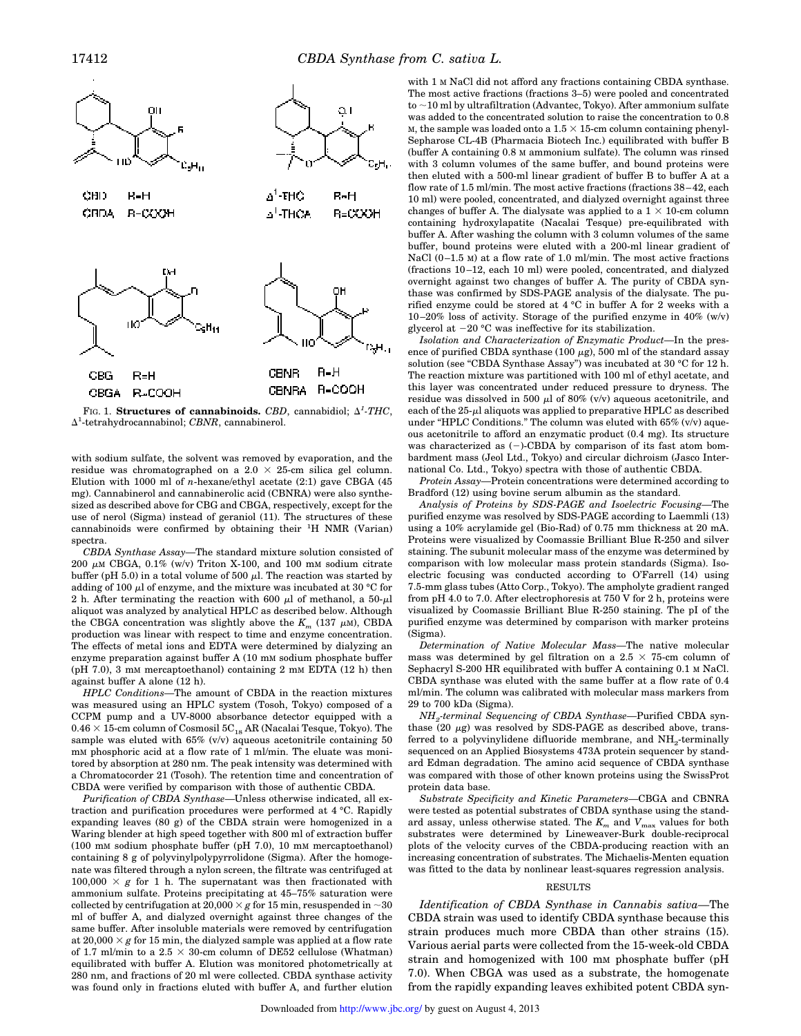FIG. 1. **Structures of cannabinoids.** *CBD*, cannabidiol; *Δ¹-THC*, Δ¹-tetrahydrocannabinol; *CBNR*, cannabinerol.

with sodium sulfate, the solvent was removed by evaporation, and the residue was chromatographed on a 2.0 × 25-cm silica gel column. Elution with 1000 ml of *n*-hexane/ethyl acetate (2:1) gave CBGA (45 mg). Cannabinerol and cannabinerolic acid (CBNRA) were also synthesized as described above for CBG and CBGA, respectively, except for the use of nerol (Sigma) instead of geraniol (11). The structures of these cannabinoids were confirmed by obtaining their $^1$H NMR (Varian) spectra.

*CBDA Synthase Assay*—The standard mixture solution consisted of 200 μM CBGA, 0.1% (w/v) Triton X-100, and 100 mM sodium citrate buffer (pH 5.0) in a total volume of 500 μl. The reaction was started by adding of 100 μl of enzyme, and the mixture was incubated at 30 °C for 2 h. After terminating the reaction with 600 μl of methanol, a 50-μl aliquot was analyzed by analytical HPLC as described below. Although the CBGA concentration was slightly above the $K_m$ (137 μM), CBDA production was linear with respect to time and enzyme concentration. The effects of metal ions and EDTA were determined by dialyzing an enzyme preparation against buffer A (10 mM sodium phosphate buffer (pH 7.0), 3 mM mercaptoethanol) containing 2 mM EDTA (12 h) then against buffer A alone (12 h).

*HPLC Conditions*—The amount of CBDA in the reaction mixtures was measured using an HPLC system (Tosoh, Tokyo) composed of a CCPM pump and a UV-8000 absorbance detector equipped with a 0.46 × 15-cm column of Cosmosil $5C_{18}$ AR (Nacalai Tesque, Tokyo). The sample was eluted with 65% (v/v) aqueous acetonitrile containing 50 mM phosphoric acid at a flow rate of 1 ml/min. The eluate was monitored by absorption at 280 nm. The peak intensity was determined with a Chromatocorder 21 (Tosoh). The retention time and concentration of CBDA were verified by comparison with those of authentic CBDA.

*Purification of CBDA Synthase*—Unless otherwise indicated, all extraction and purification procedures were performed at 4 °C. Rapidly expanding leaves (80 g) of the CBDA strain were homogenized in a Waring blender at high speed together with 800 ml of extraction buffer (100 mM sodium phosphate buffer (pH 7.0), 10 mM mercaptoethanol) containing 8 g of polyvinylpolypyrrolidone (Sigma). After the homogenate was filtered through a nylon screen, the filtrate was centrifuged at 100,000 × *g* for 1 h. The supernatant was then fractionated with ammonium sulfate. Proteins precipitating at 45–75% saturation were collected by centrifugation at 20,000 × *g* for 15 min, resuspended in ~30 ml of buffer A, and dialyzed overnight against three changes of the same buffer. After insoluble materials were removed by centrifugation at 20,000 × *g* for 15 min, the dialyzed sample was applied at a flow rate of 1.7 ml/min to a 2.5 × 30-cm column of DE52 cellulose (Whatman) equilibrated with buffer A. Elution was monitored photometrically at 280 nm, and fractions of 20 ml were collected. CBDA synthase activity was found only in fractions eluted with buffer A, and further elution with 1 M NaCl did not afford any fractions containing CBDA synthase. The most active fractions (fractions 3–5) were pooled and concentrated to ~10 ml by ultrafiltration (Advantec, Tokyo). After ammonium sulfate was added to the concentrated solution to raise the concentration to 0.8 M, the sample was loaded onto a 1.5 × 15-cm column containing phenyl-Sepharose CL-4B (Pharmacia Biotech Inc.) equilibrated with buffer B (buffer A containing 0.8 M ammonium sulfate). The column was rinsed with 3 column volumes of the same buffer, and bound proteins were then eluted with a 500-ml linear gradient of buffer B to buffer A at a flow rate of 1.5 ml/min. The most active fractions (fractions 38–42, each 10 ml) were pooled, concentrated, and dialyzed overnight against three changes of buffer A. The dialysate was applied to a 1 × 10-cm column containing hydroxylapatite (Nacalai Tesque) pre-equilibrated with buffer A. After washing the column with 3 column volumes of the same buffer, bound proteins were eluted with a 200-ml linear gradient of NaCl (0–1.5 M) at a flow rate of 1.0 ml/min. The most active fractions (fractions 10–12, each 10 ml) were pooled, concentrated, and dialyzed overnight against two changes of buffer A. The purity of CBDA synthase was confirmed by SDS-PAGE analysis of the dialysate. The purified enzyme could be stored at 4 °C in buffer A for 2 weeks with a 10–20% loss of activity. Storage of the purified enzyme in 40% (w/v) glycerol at −20 °C was ineffective for its stabilization.

*Isolation and Characterization of Enzymatic Product*—In the presence of purified CBDA synthase (100 μg), 500 ml of the standard assay solution (see "CBDA Synthase Assay") was incubated at 30 °C for 12 h. The reaction mixture was partitioned with 100 ml of ethyl acetate, and this layer was concentrated under reduced pressure to dryness. The residue was dissolved in 500 μl of 80% (v/v) aqueous acetonitrile, and each of the 25-μl aliquots was applied to preparative HPLC as described under "HPLC Conditions." The column was eluted with 65% (v/v) aqueous acetonitrile to afford an enzymatic product (0.4 mg). Its structure was characterized as (−)-CBDA by comparison of its fast atom bombardment mass (Jeol Ltd., Tokyo) and circular dichroism (Jasco International Co. Ltd., Tokyo) spectra with those of authentic CBDA.

*Protein Assay*—Protein concentrations were determined according to Bradford (12) using bovine serum albumin as the standard.

*Analysis of Proteins by SDS-PAGE and Isoelectric Focusing*—The purified enzyme was resolved by SDS-PAGE according to Laemmli (13) using a 10% acrylamide gel (Bio-Rad) of 0.75 mm thickness at 20 mA. Proteins were visualized by Coomassie Brilliant Blue R-250 and silver staining. The subunit molecular mass of the enzyme was determined by comparison with low molecular mass protein standards (Sigma). Isoelectric focusing was conducted according to O'Farrell (14) using 7.5-mm glass tubes (Atto Corp., Tokyo). The ampholyte gradient ranged from pH 4.0 to 7.0. After electrophoresis at 750 V for 2 h, proteins were visualized by Coomassie Brilliant Blue R-250 staining. The pI of the purified enzyme was determined by comparison with marker proteins (Sigma).

*Determination of Native Molecular Mass*—The native molecular mass was determined by gel filtration on a 2.5 × 75-cm column of Sephacryl S-200 HR equilibrated with buffer A containing 0.1 M NaCl. CBDA synthase was eluted with the same buffer at a flow rate of 0.4 ml/min. The column was calibrated with molecular mass markers from 29 to 700 kDa (Sigma).

*$NH_2$-terminal Sequencing of CBDA Synthase*—Purified CBDA synthase (20 μg) was resolved by SDS-PAGE as described above, transferred to a polyvinylidene difluoride membrane, and $NH_2$-terminally sequenced on an Applied Biosystems 473A protein sequencer by standard Edman degradation. The amino acid sequence of CBDA synthase was compared with those of other known proteins using the SwissProt protein data base.

*Substrate Specificity and Kinetic Parameters*—CBGA and CBNRA were tested as potential substrates of CBDA synthase using the standard assay, unless otherwise stated. The $K_m$ and $V_{max}$ values for both substrates were determined by Lineweaver-Burk double-reciprocal plots of the velocity curves of the CBDA-producing reaction with an increasing concentration of substrates. The Michaelis-Menten equation was fitted to the data by nonlinear least-squares regression analysis.

## RESULTS

*Identification of CBDA Synthase in Cannabis sativa*—The CBDA strain was used to identify CBDA synthase because this strain produces much more CBDA than other strains (15). Various aerial parts were collected from the 15-week-old CBDA strain and homogenized with 100 mM phosphate buffer (pH 7.0). When CBGA was used as a substrate, the homogenate from the rapidly expanding leaves exhibited potent CBDA syn-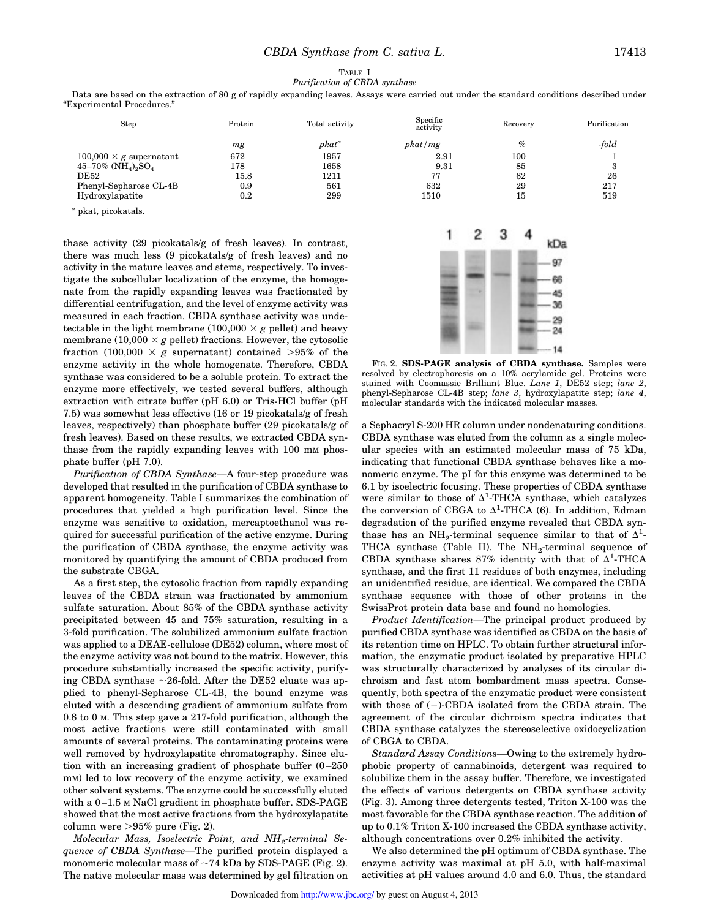TABLE I
*Purification of CBDA synthase*

Data are based on the extraction of 80 g of rapidly expanding leaves. Assays were carried out under the standard conditions described under "Experimental Procedures."

| Step | Protein | Total activity | Specific activity | Recovery | Purification |
|---|---|---|---|---|---|
| | *mg* | *pkat*[a] | *pkat/mg* | *%* | *-fold* |
| 100,000 × g supernatant | 672 | 1957 | 2.91 | 100 | 1 |
| 45–70% $(NH_4)_2SO_4$ | 178 | 1658 | 9.31 | 85 | 3 |
| DE52 | 15.8 | 1211 | 77 | 62 | 26 |
| Phenyl-Sepharose CL-4B | 0.9 | 561 | 632 | 29 | 217 |
| Hydroxylapatite | 0.2 | 299 | 1510 | 15 | 519 |

[a] pkat, picokatals.

thase activity (29 picokatals/g of fresh leaves). In contrast, there was much less (9 picokatals/g of fresh leaves) and no activity in the mature leaves and stems, respectively. To investigate the subcellular localization of the enzyme, the homogenate from the rapidly expanding leaves was fractionated by differential centrifugation, and the level of enzyme activity was measured in each fraction. CBDA synthase activity was undetectable in the light membrane (100,000 × *g* pellet) and heavy membrane (10,000 × *g* pellet) fractions. However, the cytosolic fraction (100,000 × *g* supernatant) contained >95% of the enzyme activity in the whole homogenate. Therefore, CBDA synthase was considered to be a soluble protein. To extract the enzyme more effectively, we tested several buffers, although extraction with citrate buffer (pH 6.0) or Tris-HCl buffer (pH 7.5) was somewhat less effective (16 or 19 picokatals/g of fresh leaves, respectively) than phosphate buffer (29 picokatals/g of fresh leaves). Based on these results, we extracted CBDA synthase from the rapidly expanding leaves with 100 mM phosphate buffer (pH 7.0).

*Purification of CBDA Synthase*—A four-step procedure was developed that resulted in the purification of CBDA synthase to apparent homogeneity. Table I summarizes the combination of procedures that yielded a high purification level. Since the enzyme was sensitive to oxidation, mercaptoethanol was required for successful purification of the active enzyme. During the purification of CBDA synthase, the enzyme activity was monitored by quantifying the amount of CBDA produced from the substrate CBGA.

As a first step, the cytosolic fraction from rapidly expanding leaves of the CBDA strain was fractionated by ammonium sulfate saturation. About 85% of the CBDA synthase activity precipitated between 45 and 75% saturation, resulting in a 3-fold purification. The solubilized ammonium sulfate fraction was applied to a DEAE-cellulose (DE52) column, where most of the enzyme activity was not bound to the matrix. However, this procedure substantially increased the specific activity, purifying CBDA synthase ~26-fold. After the DE52 eluate was applied to phenyl-Sepharose CL-4B, the bound enzyme was eluted with a descending gradient of ammonium sulfate from 0.8 to 0 M. This step gave a 217-fold purification, although the most active fractions were still contaminated with small amounts of several proteins. The contaminating proteins were well removed by hydroxylapatite chromatography. Since elution with an increasing gradient of phosphate buffer (0–250 mM) led to low recovery of the enzyme activity, we examined other solvent systems. The enzyme could be successfully eluted with a 0–1.5 M NaCl gradient in phosphate buffer. SDS-PAGE showed that the most active fractions from the hydroxylapatite column were >95% pure (Fig. 2).

*Molecular Mass, Isoelectric Point, and $NH_2$-terminal Sequence of CBDA Synthase*—The purified protein displayed a monomeric molecular mass of ~74 kDa by SDS-PAGE (Fig. 2). The native molecular mass was determined by gel filtration on a Sephacryl S-200 HR column under nondenaturing conditions. CBDA synthase was eluted from the column as a single molecular species with an estimated molecular mass of 75 kDa, indicating that functional CBDA synthase behaves like a monomeric enzyme. The pI for this enzyme was determined to be 6.1 by isoelectric focusing. These properties of CBDA synthase were similar to those of $\Delta^1$-THCA synthase, which catalyzes the conversion of CBGA to $\Delta^1$-THCA (6). In addition, Edman degradation of the purified enzyme revealed that CBDA synthase has an $NH_2$-terminal sequence similar to that of $\Delta^1$-THCA synthase (Table II). The $NH_2$-terminal sequence of CBDA synthase shares 87% identity with that of $\Delta^1$-THCA synthase, and the first 11 residues of both enzymes, including an unidentified residue, are identical. We compared the CBDA synthase sequence with those of other proteins in the SwissProt protein data base and found no homologies.

**FIG. 2. SDS-PAGE analysis of CBDA synthase.** Samples were resolved by electrophoresis on a 10% acrylamide gel. Proteins were stained with Coomassie Brilliant Blue. *Lane 1*, DE52 step; *lane 2*, phenyl-Sepharose CL-4B step; *lane 3*, hydroxylapatite step; *lane 4*, molecular standards with the indicated molecular masses.

*Product Identification*—The principal product produced by purified CBDA synthase was identified as CBDA on the basis of its retention time on HPLC. To obtain further structural information, the enzymatic product isolated by preparative HPLC was structurally characterized by analyses of its circular dichroism and fast atom bombardment mass spectra. Consequently, both spectra of the enzymatic product were consistent with those of (−)-CBDA isolated from the CBDA strain. The agreement of the circular dichroism spectra indicates that CBDA synthase catalyzes the stereoselective oxidocyclization of CBGA to CBDA.

*Standard Assay Conditions*—Owing to the extremely hydrophobic property of cannabinoids, detergent was required to solubilize them in the assay buffer. Therefore, we investigated the effects of various detergents on CBDA synthase activity (Fig. 3). Among three detergents tested, Triton X-100 was the most favorable for the CBDA synthase reaction. The addition of up to 0.1% Triton X-100 increased the CBDA synthase activity, although concentrations over 0.2% inhibited the activity.

We also determined the pH optimum of CBDA synthase. The enzyme activity was maximal at pH 5.0, with half-maximal activities at pH values around 4.0 and 6.0. Thus, the standard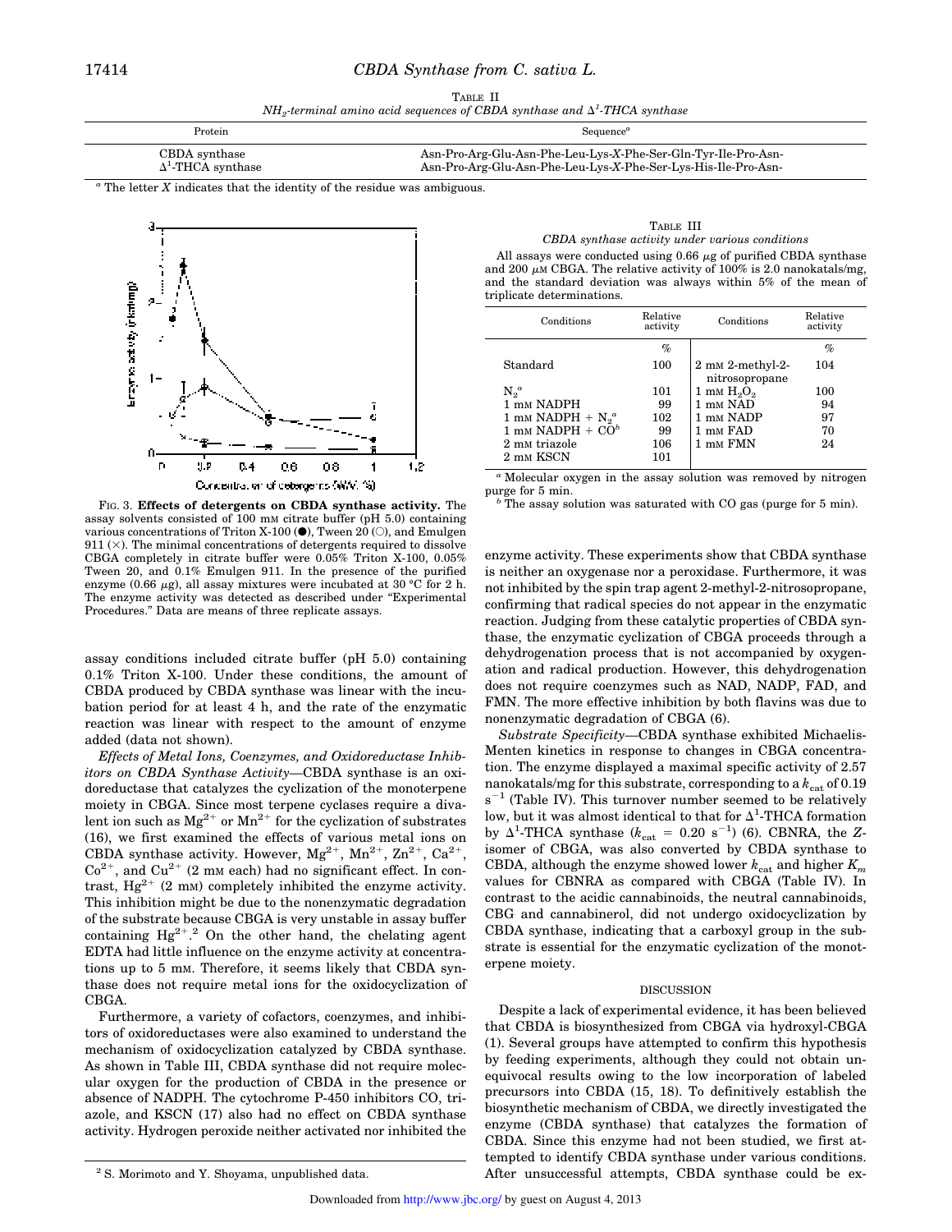TABLE II

*$NH_2$-terminal amino acid sequences of CBDA synthase and $\Delta^1$-THCA synthase*

| Protein | Sequence[a] |
|---|---|
| CBDA synthase | Asn-Pro-Arg-Glu-Asn-Phe-Leu-Lys-*X*-Phe-Ser-Gln-Tyr-Ile-Pro-Asn- |
| $\Delta^1$-THCA synthase | Asn-Pro-Arg-Glu-Asn-Phe-Leu-Lys-*X*-Phe-Ser-Lys-His-Ile-Pro-Asn- |

[a] The letter *X* indicates that the identity of the residue was ambiguous.

FIG. 3. **Effects of detergents on CBDA synthase activity.** The assay solvents consisted of 100 mM citrate buffer (pH 5.0) containing various concentrations of Triton X-100 (●), Tween 20 (○), and Emulgen 911 (×). The minimal concentrations of detergents required to dissolve CBGA completely in citrate buffer were 0.05% Triton X-100, 0.05% Tween 20, and 0.1% Emulgen 911. In the presence of the purified enzyme (0.66 μg), all assay mixtures were incubated at 30 °C for 2 h. The enzyme activity was detected as described under "Experimental Procedures." Data are means of three replicate assays.

assay conditions included citrate buffer (pH 5.0) containing 0.1% Triton X-100. Under these conditions, the amount of CBDA produced by CBDA synthase was linear with the incubation period for at least 4 h, and the rate of the enzymatic reaction was linear with respect to the amount of enzyme added (data not shown).

*Effects of Metal Ions, Coenzymes, and Oxidoreductase Inhibitors on CBDA Synthase Activity*—CBDA synthase is an oxidoreductase that catalyzes the cyclization of the monoterpene moiety in CBGA. Since most terpene cyclases require a divalent ion such as $Mg^{2+}$ or $Mn^{2+}$ for the cyclization of substrates (16), we first examined the effects of various metal ions on CBDA synthase activity. However, $Mg^{2+}$, $Mn^{2+}$, $Zn^{2+}$, $Ca^{2+}$, $Co^{2+}$, and $Cu^{2+}$ (2 mM each) had no significant effect. In contrast, $Hg^{2+}$ (2 mM) completely inhibited the enzyme activity. This inhibition might be due to the nonenzymatic degradation of the substrate because CBGA is very unstable in assay buffer containing $Hg^{2+}$.[2] On the other hand, the chelating agent EDTA had little influence on the enzyme activity at concentrations up to 5 mM. Therefore, it seems likely that CBDA synthase does not require metal ions for the oxidocyclization of CBGA.

Furthermore, a variety of cofactors, coenzymes, and inhibitors of oxidoreductases were also examined to understand the mechanism of oxidocyclization catalyzed by CBDA synthase. As shown in Table III, CBDA synthase did not require molecular oxygen for the production of CBDA in the presence or absence of NADPH. The cytochrome P-450 inhibitors CO, triazole, and KSCN (17) also had no effect on CBDA synthase activity. Hydrogen peroxide neither activated nor inhibited the enzyme activity. These experiments show that CBDA synthase is neither an oxygenase nor a peroxidase. Furthermore, it was not inhibited by the spin trap agent 2-methyl-2-nitrosopropane, confirming that radical species do not appear in the enzymatic reaction. Judging from these catalytic properties of CBDA synthase, the enzymatic cyclization of CBGA proceeds through a dehydrogenation process that is not accompanied by oxygenation and radical production. However, this dehydrogenation does not require coenzymes such as NAD, NADP, FAD, and FMN. The more effective inhibition by both flavins was due to nonenzymatic degradation of CBGA (6).

TABLE III

*CBDA synthase activity under various conditions*

All assays were conducted using 0.66 μg of purified CBDA synthase and 200 μM CBGA. The relative activity of 100% is 2.0 nanokatals/mg, and the standard deviation was always within 5% of the mean of triplicate determinations.

| Conditions | Relative activity | Conditions | Relative activity |
|---|---|---|---|
| | % | | % |
| Standard | 100 | 2 mM 2-methyl-2-nitrosopropane | 104 |
| $N_2$[a] | 101 | 1 mM $H_2O_2$ | 100 |
| 1 mM NADPH | 99 | 1 mM NAD | 94 |
| 1 mM NADPH + $N_2$[a] | 102 | 1 mM NADP | 97 |
| 1 mM NADPH + CO[b] | 99 | 1 mM FAD | 70 |
| 2 mM triazole | 106 | 1 mM FMN | 24 |
| 2 mM KSCN | 101 | | |

[a] Molecular oxygen in the assay solution was removed by nitrogen purge for 5 min.

[b] The assay solution was saturated with CO gas (purge for 5 min).

*Substrate Specificity*—CBDA synthase exhibited Michaelis-Menten kinetics in response to changes in CBGA concentration. The enzyme displayed a maximal specific activity of 2.57 nanokatals/mg for this substrate, corresponding to a $k_{cat}$ of 0.19 $s^{-1}$ (Table IV). This turnover number seemed to be relatively low, but it was almost identical to that for $\Delta^1$-THCA formation by $\Delta^1$-THCA synthase ($k_{cat}$ = 0.20 $s^{-1}$) (6). CBNRA, the *Z*-isomer of CBGA, was also converted by CBDA synthase to CBDA, although the enzyme showed lower $k_{cat}$ and higher $K_m$ values for CBNRA as compared with CBGA (Table IV). In contrast to the acidic cannabinoids, the neutral cannabinoids, CBG and cannabinerol, did not undergo oxidocyclization by CBDA synthase, indicating that a carboxyl group in the substrate is essential for the enzymatic cyclization of the monoterpene moiety.

## DISCUSSION

Despite a lack of experimental evidence, it has been believed that CBDA is biosynthesized from CBGA via hydroxyl-CBGA (1). Several groups have attempted to confirm this hypothesis by feeding experiments, although they could not obtain unequivocal results owing to the low incorporation of labeled precursors into CBDA (15, 18). To definitively establish the biosynthetic mechanism of CBDA, we directly investigated the enzyme (CBDA synthase) that catalyzes the formation of CBDA. Since this enzyme had not been studied, we first attempted to identify CBDA synthase under various conditions. After unsuccessful attempts, CBDA synthase could be ex-

[2] S. Morimoto and Y. Shoyama, unpublished data.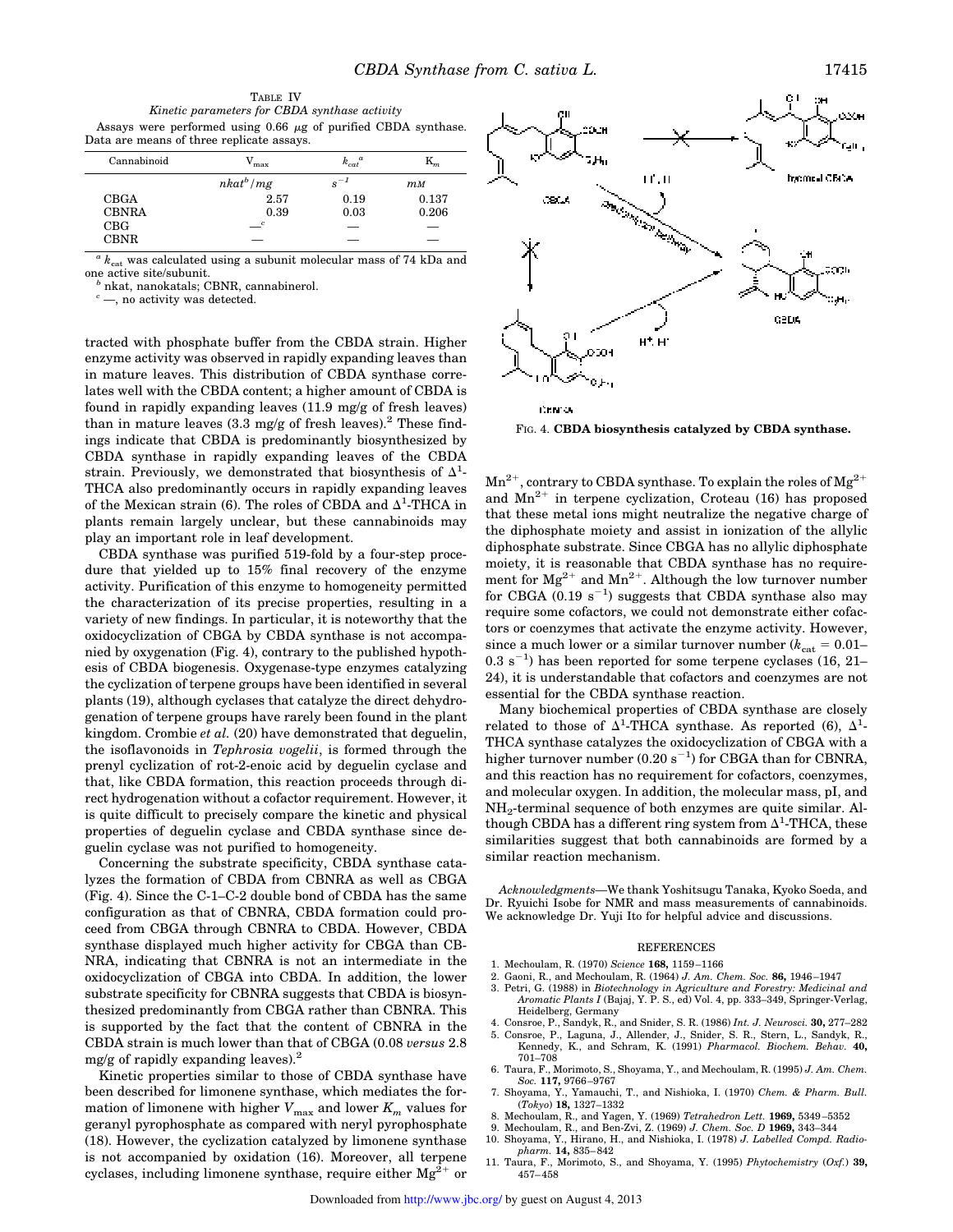TABLE IV

*Kinetic parameters for CBDA synthase activity*

Assays were performed using 0.66 μg of purified CBDA synthase. Data are means of three replicate assays.

| Cannabinoid | $V_{max}$ | $k_{cat}$[a] | $K_m$ |
|---|---|---|---|
| | *nkat*[b]*/mg* | $s^{-1}$ | *mM* |
| CBGA | 2.57 | 0.19 | 0.137 |
| CBNRA | 0.39 | 0.03 | 0.206 |
| CBG | —[c] | — | — |
| CBNR | — | — | — |

[a] $k_{cat}$ was calculated using a subunit molecular mass of 74 kDa and one active site/subunit.

[b] nkat, nanokatals; CBNR, cannabinerol.

[c] —, no activity was detected.

tracted with phosphate buffer from the CBDA strain. Higher enzyme activity was observed in rapidly expanding leaves than in mature leaves. This distribution of CBDA synthase correlates well with the CBDA content; a higher amount of CBDA is found in rapidly expanding leaves (11.9 mg/g of fresh leaves) than in mature leaves (3.3 mg/g of fresh leaves).[2] These findings indicate that CBDA is predominantly biosynthesized by CBDA synthase in rapidly expanding leaves of the CBDA strain. Previously, we demonstrated that biosynthesis of $\Delta^1$-THCA also predominantly occurs in rapidly expanding leaves of the Mexican strain (6). The roles of CBDA and $\Delta^1$-THCA in plants remain largely unclear, but these cannabinoids may play an important role in leaf development.

CBDA synthase was purified 519-fold by a four-step procedure that yielded up to 15% final recovery of the enzyme activity. Purification of this enzyme to homogeneity permitted the characterization of its precise properties, resulting in a variety of new findings. In particular, it is noteworthy that the oxidocyclization of CBGA by CBDA synthase is not accompanied by oxygenation (Fig. 4), contrary to the published hypothesis of CBDA biogenesis. Oxygenase-type enzymes catalyzing the cyclization of terpene groups have been identified in several plants (19), although cyclases that catalyze the direct dehydrogenation of terpene groups have rarely been found in the plant kingdom. Crombie *et al.* (20) have demonstrated that deguelin, the isoflavonoids in *Tephrosia vogelii*, is formed through the prenyl cyclization of rot-2-enoic acid by deguelin cyclase and that, like CBDA formation, this reaction proceeds through direct hydrogenation without a cofactor requirement. However, it is quite difficult to precisely compare the kinetic and physical properties of deguelin cyclase and CBDA synthase since deguelin cyclase was not purified to homogeneity.

Concerning the substrate specificity, CBDA synthase catalyzes the formation of CBDA from CBNRA as well as CBGA (Fig. 4). Since the C-1–C-2 double bond of CBDA has the same configuration as that of CBNRA, CBDA formation could proceed from CBGA through CBNRA to CBDA. However, CBDA synthase displayed much higher activity for CBGA than CBNRA, indicating that CBNRA is not an intermediate in the oxidocyclization of CBGA into CBDA. In addition, the lower substrate specificity for CBNRA suggests that CBDA is biosynthesized predominantly from CBGA rather than CBNRA. This is supported by the fact that the content of CBNRA in the CBDA strain is much lower than that of CBGA (0.08 *versus* 2.8 mg/g of rapidly expanding leaves).[2]

Kinetic properties similar to those of CBDA synthase have been described for limonene synthase, which mediates the formation of limonene with higher $V_{max}$ and lower $K_m$ values for geranyl pyrophosphate as compared with neryl pyrophosphate (18). However, the cyclization catalyzed by limonene synthase is not accompanied by oxidation (16). Moreover, all terpene cyclases, including limonene synthase, require either $Mg^{2+}$ or $Mn^{2+}$, contrary to CBDA synthase. To explain the roles of $Mg^{2+}$ and $Mn^{2+}$ in terpene cyclization, Croteau (16) has proposed that these metal ions might neutralize the negative charge of the diphosphate moiety and assist in ionization of the allylic diphosphate substrate. Since CBGA has no allylic diphosphate moiety, it is reasonable that CBDA synthase has no requirement for $Mg^{2+}$ and $Mn^{2+}$. Although the low turnover number for CBGA (0.19 $s^{-1}$) suggests that CBDA synthase also may require some cofactors, we could not demonstrate either cofactors or coenzymes that activate the enzyme activity. However, since a much lower or a similar turnover number ($k_{cat}$ = 0.01–0.3 $s^{-1}$) has been reported for some terpene cyclases (16, 21–24), it is understandable that cofactors and coenzymes are not essential for the CBDA synthase reaction.

FIG. 4. **CBDA biosynthesis catalyzed by CBDA synthase.**

Many biochemical properties of CBDA synthase are closely related to those of $\Delta^1$-THCA synthase. As reported (6), $\Delta^1$-THCA synthase catalyzes the oxidocyclization of CBGA with a higher turnover number (0.20 $s^{-1}$) for CBGA than for CBNRA, and this reaction has no requirement for cofactors, coenzymes, and molecular oxygen. In addition, the molecular mass, pI, and $NH_2$-terminal sequence of both enzymes are quite similar. Although CBDA has a different ring system from $\Delta^1$-THCA, these similarities suggest that both cannabinoids are formed by a similar reaction mechanism.

*Acknowledgments*—We thank Yoshitsugu Tanaka, Kyoko Soeda, and Dr. Ryuichi Isobe for NMR and mass measurements of cannabinoids. We acknowledge Dr. Yuji Ito for helpful advice and discussions.

## REFERENCES

1. Mechoulam, R. (1970) *Science* **168,** 1159–1166
2. Gaoni, R., and Mechoulam, R. (1964) *J. Am. Chem. Soc.* **86,** 1946–1947
3. Petri, G. (1988) in *Biotechnology in Agriculture and Forestry: Medicinal and Aromatic Plants I* (Bajaj, Y. P. S., ed) Vol. 4, pp. 333–349, Springer-Verlag, Heidelberg, Germany
4. Consroe, P., Sandyk, R., and Snider, S. R. (1986) *Int. J. Neurosci.* **30,** 277–282
5. Consroe, P., Laguna, J., Allender, J., Snider, S. R., Stern, L., Sandyk, R., Kennedy, K., and Schram, K. (1991) *Pharmacol. Biochem. Behav.* **40,** 701–708
6. Taura, F., Morimoto, S., Shoyama, Y., and Mechoulam, R. (1995) *J. Am. Chem. Soc.* **117,** 9766–9767
7. Shoyama, Y., Yamauchi, T., and Nishioka, I. (1970) *Chem. & Pharm. Bull.* (*Tokyo*) **18,** 1327–1332
8. Mechoulam, R., and Yagen, Y. (1969) *Tetrahedron Lett.* **1969,** 5349–5352
9. Mechoulam, R., and Ben-Zvi, Z. (1969) *J. Chem. Soc. D* **1969,** 343–344
10. Shoyama, Y., Hirano, H., and Nishioka, I. (1978) *J. Labelled Compd. Radiopharm.* **14,** 835–842
11. Taura, F., Morimoto, S., and Shoyama, Y. (1995) *Phytochemistry* (*Oxf.*) **39,** 457–458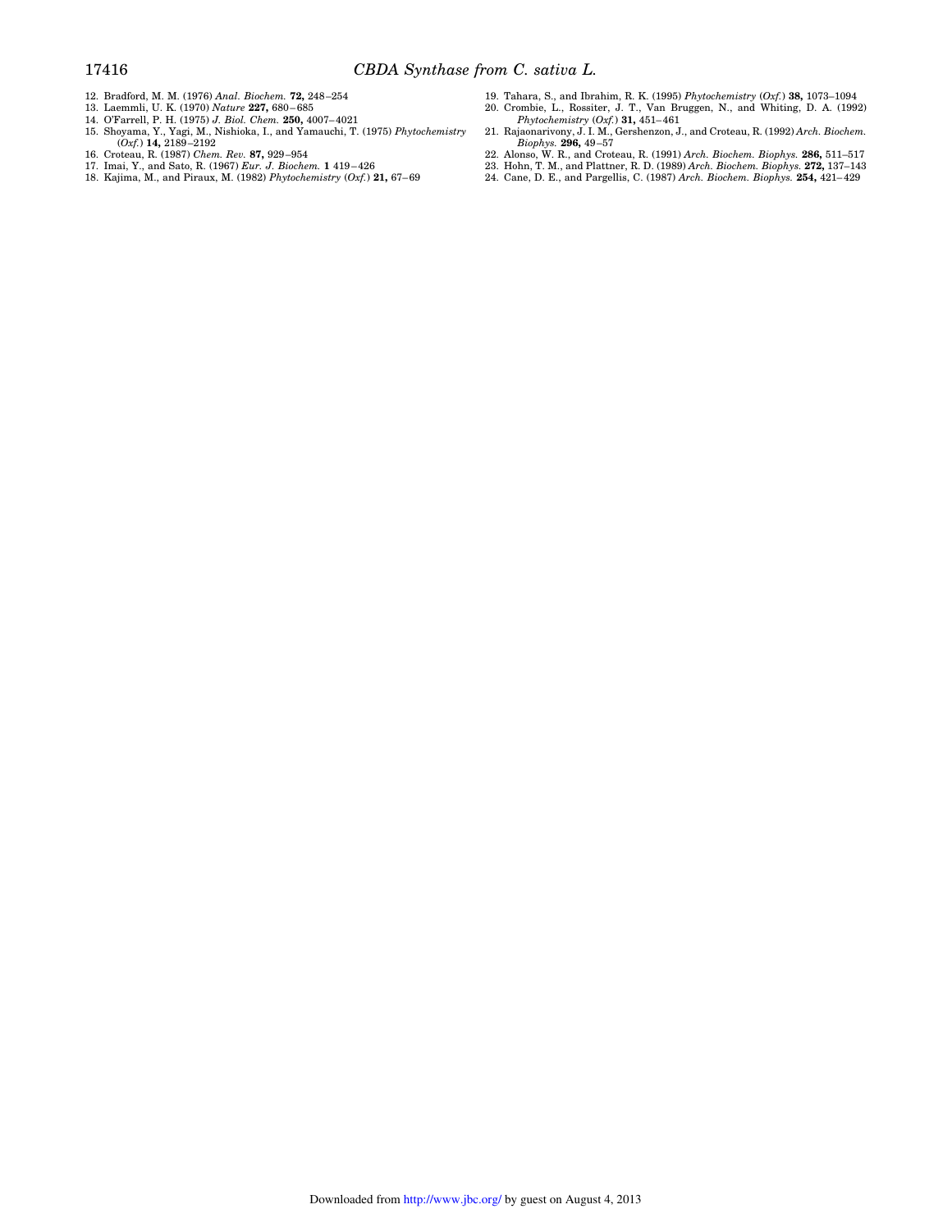12. Bradford, M. M. (1976) *Anal. Biochem.* **72,** 248–254
13. Laemmli, U. K. (1970) *Nature* **227,** 680–685
14. O'Farrell, P. H. (1975) *J. Biol. Chem.* **250,** 4007–4021
15. Shoyama, Y., Yagi, M., Nishioka, I., and Yamauchi, T. (1975) *Phytochemistry* (*Oxf.*) **14,** 2189–2192
16. Croteau, R. (1987) *Chem. Rev.* **87,** 929–954
17. Imai, Y., and Sato, R. (1967) *Eur. J. Biochem.* **1** 419–426
18. Kajima, M., and Piraux, M. (1982) *Phytochemistry* (*Oxf.*) **21,** 67–69
19. Tahara, S., and Ibrahim, R. K. (1995) *Phytochemistry* (*Oxf.*) **38,** 1073–1094
20. Crombie, L., Rossiter, J. T., Van Bruggen, N., and Whiting, D. A. (1992) *Phytochemistry* (*Oxf.*) **31,** 451–461
21. Rajaonarivony, J. I. M., Gershenzon, J., and Croteau, R. (1992) *Arch. Biochem. Biophys.* **296,** 49–57
22. Alonso, W. R., and Croteau, R. (1991) *Arch. Biochem. Biophys.* **286,** 511–517
23. Hohn, T. M., and Plattner, R. D. (1989) *Arch. Biochem. Biophys.* **272,** 137–143
24. Cane, D. E., and Pargellis, C. (1987) *Arch. Biochem. Biophys.* **254,** 421–429